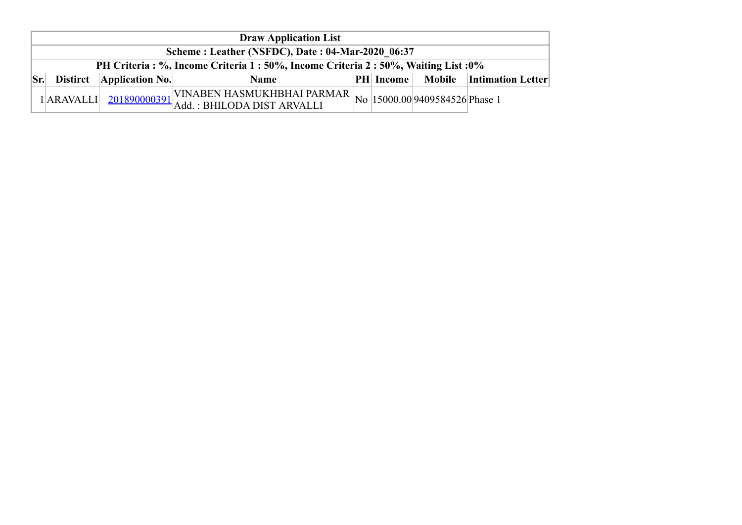| Draw Application List | | | | | | | |
|---|---|---|---|---|---|---|---|
| Scheme : Leather (NSFDC), Date : 04-Mar-2020_06:37 | | | | | | | |
| PH Criteria : %, Income Criteria 1 : 50%, Income Criteria 2 : 50%, Waiting List :0% | | | | | | | |
| **Sr.** | **Distirct** | **Application No.** | **Name** | **PH** | **Income** | **Mobile** | **Intimation Letter** |
| 1 | ARAVALLI | 201890000391 | VINABEN HASMUKHBHAI PARMAR<br>Add. : BHILODA DIST ARVALLI | No | 15000.00 | 9409584526 | Phase 1 |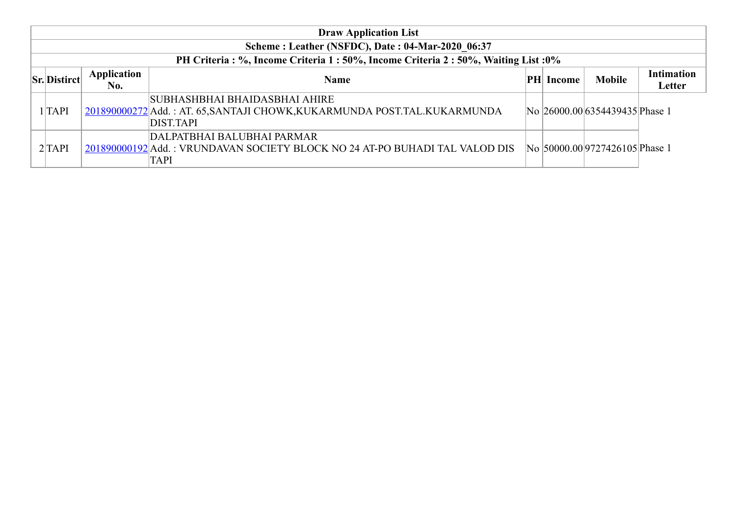| Draw Application List | | | | | | | |
|---|---|---|---|---|---|---|---|
| Scheme : Leather (NSFDC), Date : 04-Mar-2020_06:37 | | | | | | | |
| PH Criteria : %, Income Criteria 1 : 50%, Income Criteria 2 : 50%, Waiting List :0% | | | | | | | |
| **Sr.** | **Distirct** | **Application No.** | **Name** | **PH** | **Income** | **Mobile** | **Intimation Letter** |
| 1 | TAPI | 201890000272 | SUBHASHBHAI BHAIDASBHAI AHIRE Add. : AT. 65,SANTAJI CHOWK,KUKARMUNDA POST.TAL.KUKARMUNDA DIST.TAPI | No | 26000.00 | 6354439435 | Phase 1 |
| 2 | TAPI | 201890000192 | DALPATBHAI BALUBHAI PARMAR Add. : VRUNDAVAN SOCIETY BLOCK NO 24 AT-PO BUHADI TAL VALOD DIS TAPI | No | 50000.00 | 9727426105 | Phase 1 |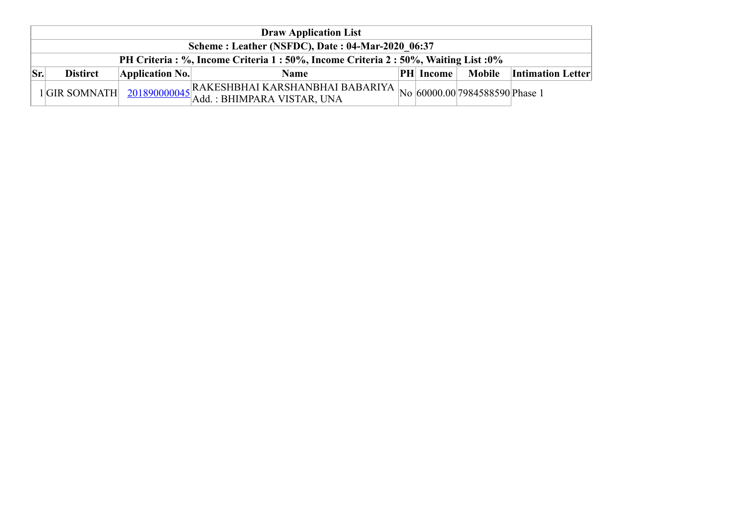| Draw Application List | | | | | | | |
|---|---|---|---|---|---|---|---|
| **Scheme : Leather (NSFDC), Date : 04-Mar-2020_06:37** | | | | | | | |
| **PH Criteria : %, Income Criteria 1 : 50%, Income Criteria 2 : 50%, Waiting List :0%** | | | | | | | |
| **Sr.** | **Distirct** | **Application No.** | **Name** | **PH** | **Income** | **Mobile** | **Intimation Letter** |
| 1 | GIR SOMNATH | 201890000045 | RAKESHBHAI KARSHANBHAI BABARIYA Add. : BHIMPARA VISTAR, UNA | No | 60000.00 | 7984588590 | Phase 1 |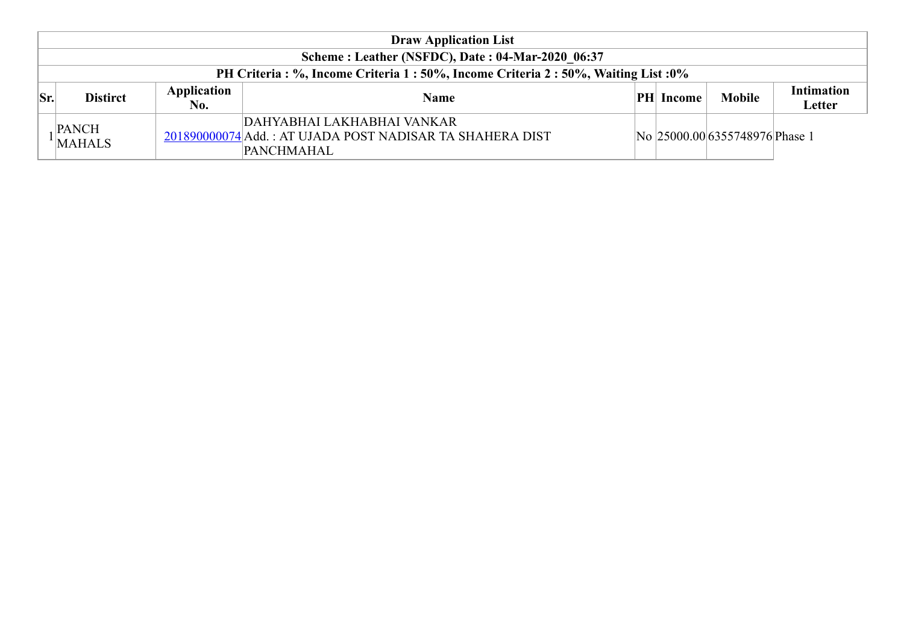| Draw Application List | | | | | | | |
|---|---|---|---|---|---|---|---|
| **Scheme : Leather (NSFDC), Date : 04-Mar-2020_06:37** | | | | | | | |
| **PH Criteria : %, Income Criteria 1 : 50%, Income Criteria 2 : 50%, Waiting List :0%** | | | | | | | |
| **Sr.** | **Distirct** | **Application No.** | **Name** | **PH** | **Income** | **Mobile** | **Intimation Letter** |
| 1 | PANCH MAHALS | 201890000074 | DAHYABHAI LAKHABHAI VANKAR Add. : AT UJADA POST NADISAR TA SHAHERA DIST PANCHMAHAL | No | 25000.00 | 6355748976 | Phase 1 |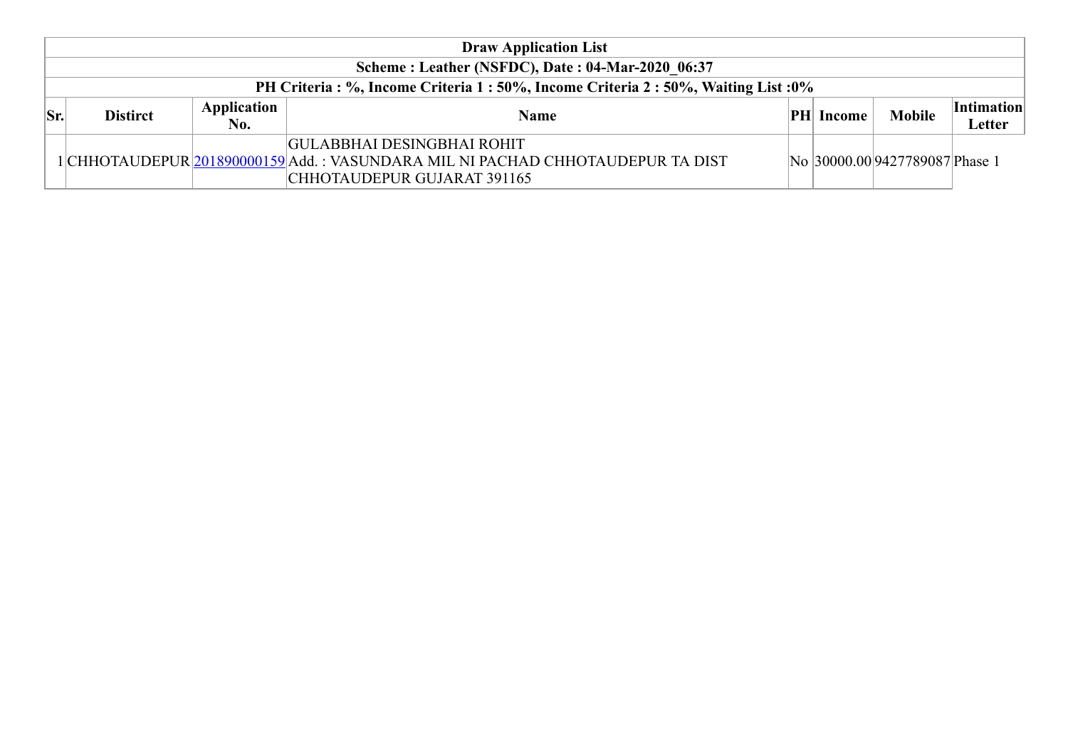| Draw Application List | | | | | | | |
|---|---|---|---|---|---|---|---|
| Scheme : Leather (NSFDC), Date : 04-Mar-2020_06:37 | | | | | | | |
| PH Criteria : %, Income Criteria 1 : 50%, Income Criteria 2 : 50%, Waiting List :0% | | | | | | | |
| **Sr.** | **Distirct** | **Application No.** | **Name** | **PH** | **Income** | **Mobile** | **Intimation Letter** |
| 1 | CHHOTAUDEPUR | 201890000159 | GULABBHAI DESINGBHAI ROHIT Add. : VASUNDARA MIL NI PACHAD CHHOTAUDEPUR TA DIST CHHOTAUDEPUR GUJARAT 391165 | No | 30000.00 | 9427789087 | Phase 1 |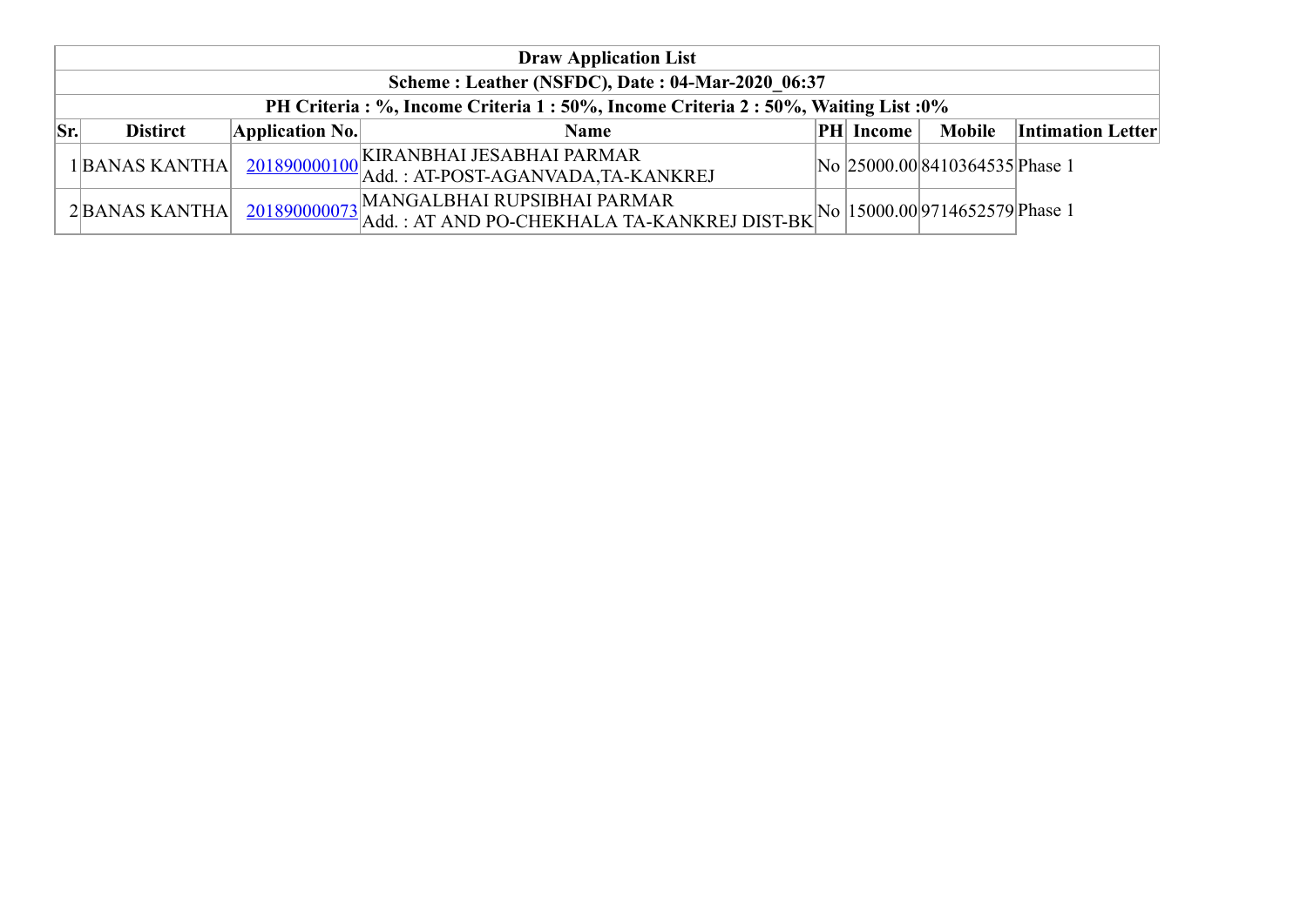**Draw Application List**

**Scheme : Leather (NSFDC), Date : 04-Mar-2020_06:37**

**PH Criteria : %, Income Criteria 1 : 50%, Income Criteria 2 : 50%, Waiting List :0%**

| Sr. | Distirct | Application No. | Name | PH | Income | Mobile | Intimation Letter |
|---|---|---|---|---|---|---|---|
| 1 | BANAS KANTHA | 201890000100 | KIRANBHAI JESABHAI PARMAR<br>Add. : AT-POST-AGANVADA,TA-KANKREJ | No | 25000.00 | 8410364535 | Phase 1 |
| 2 | BANAS KANTHA | 201890000073 | MANGALBHAI RUPSIBHAI PARMAR<br>Add. : AT AND PO-CHEKHALA TA-KANKREJ DIST-BK | No | 15000.00 | 9714652579 | Phase 1 |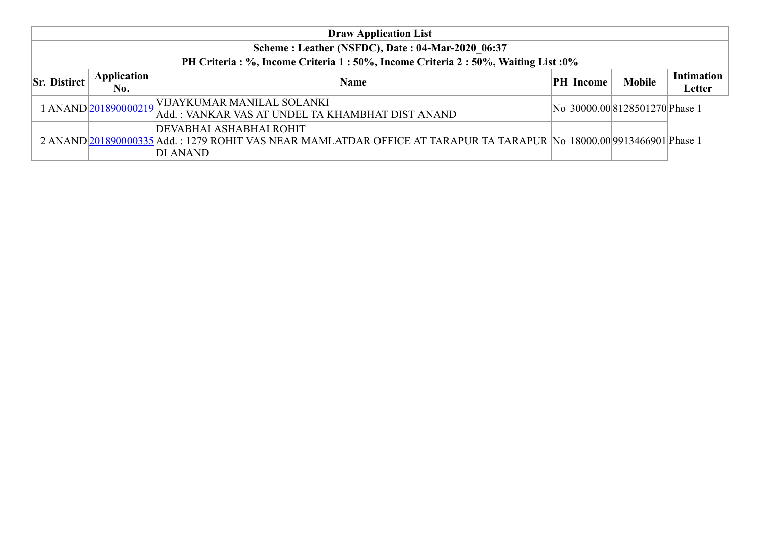| Draw Application List | | | | | | | |
|---|---|---|---|---|---|---|---|
| Scheme : Leather (NSFDC), Date : 04-Mar-2020_06:37 | | | | | | | |
| PH Criteria : %, Income Criteria 1 : 50%, Income Criteria 2 : 50%, Waiting List :0% | | | | | | | |
| **Sr.** | **Distirct** | **Application No.** | **Name** | **PH** | **Income** | **Mobile** | **Intimation Letter** |
| 1 | ANAND | 201890000219 | VIJAYKUMAR MANILAL SOLANKI<br>Add. : VANKAR VAS AT UNDEL TA KHAMBHAT DIST ANAND | No | 30000.00 | 8128501270 | Phase 1 |
| 2 | ANAND | 201890000335 | DEVABHAI ASHABHAI ROHIT<br>Add. : 1279 ROHIT VAS NEAR MAMLATDAR OFFICE AT TARAPUR TA TARAPUR DI ANAND | No | 18000.00 | 9913466901 | Phase 1 |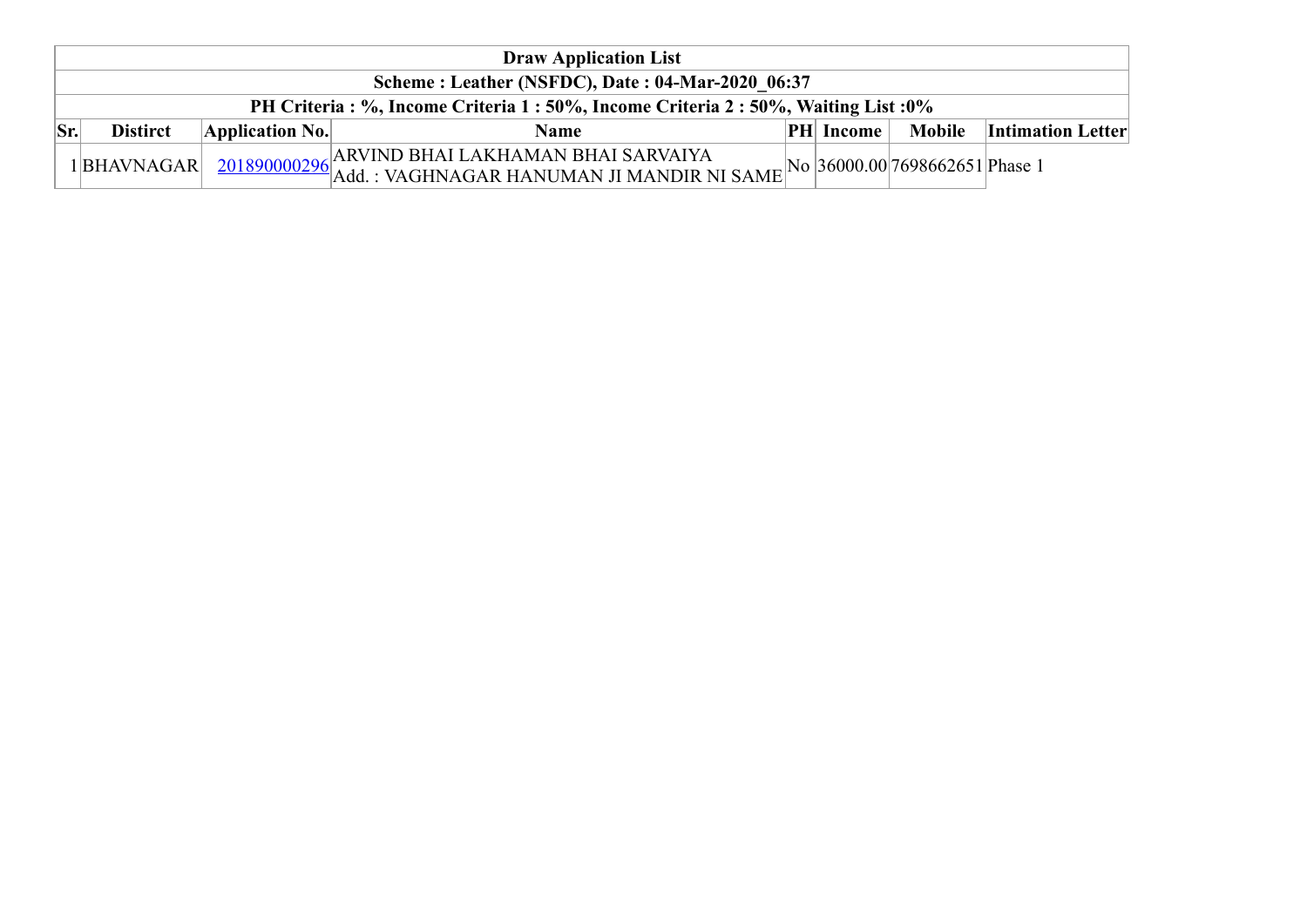| Draw Application List | | | | | | | |
|---|---|---|---|---|---|---|---|
| Scheme : Leather (NSFDC), Date : 04-Mar-2020_06:37 | | | | | | | |
| PH Criteria : %, Income Criteria 1 : 50%, Income Criteria 2 : 50%, Waiting List :0% | | | | | | | |
| **Sr.** | **Distirct** | **Application No.** | **Name** | **PH** | **Income** | **Mobile** | **Intimation Letter** |
| 1 | BHAVNAGAR | 201890000296 | ARVIND BHAI LAKHAMAN BHAI SARVAIYA<br>Add. : VAGHNAGAR HANUMAN JI MANDIR NI SAME | No | 36000.00 | 7698662651 | Phase 1 |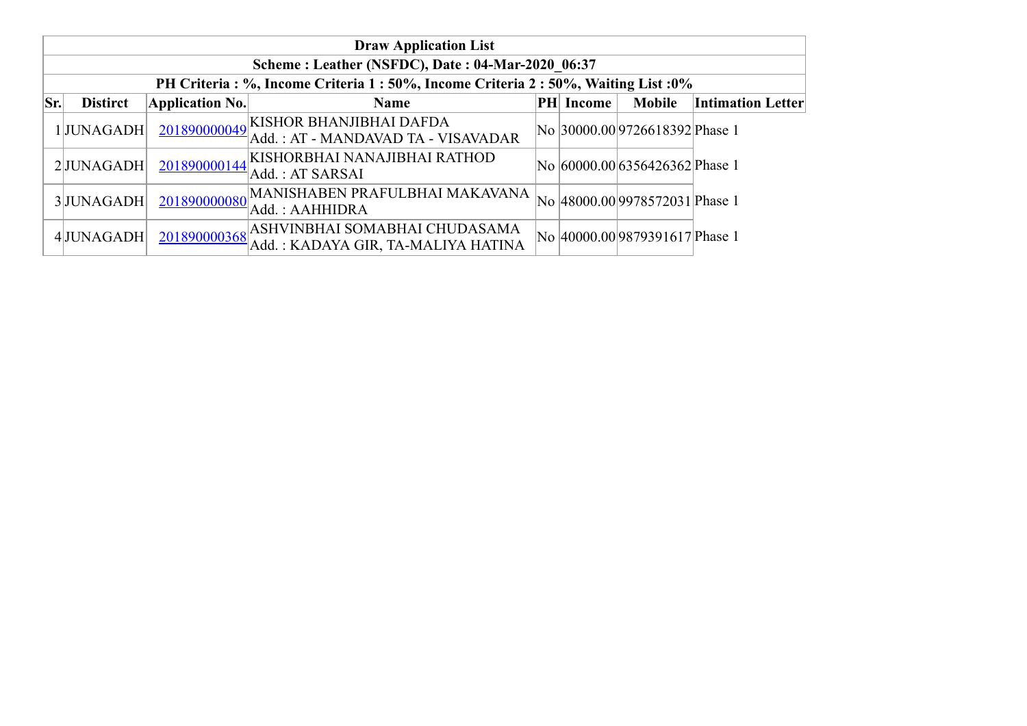| Draw Application List | | | | | | | |
|---|---|---|---|---|---|---|---|
| Scheme : Leather (NSFDC), Date : 04-Mar-2020_06:37 | | | | | | | |
| PH Criteria : %, Income Criteria 1 : 50%, Income Criteria 2 : 50%, Waiting List :0% | | | | | | | |
| **Sr.** | **Distirct** | **Application No.** | **Name** | **PH** | **Income** | **Mobile** | **Intimation Letter** |
| 1 | JUNAGADH | 201890000049 | KISHOR BHANJIBHAI DAFDA<br>Add. : AT - MANDAVAD TA - VISAVADAR | No | 30000.00 | 9726618392 | Phase 1 |
| 2 | JUNAGADH | 201890000144 | KISHORBHAI NANAJIBHAI RATHOD<br>Add. : AT SARSAI | No | 60000.00 | 6356426362 | Phase 1 |
| 3 | JUNAGADH | 201890000080 | MANISHABEN PRAFULBHAI MAKAVANA<br>Add. : AAHHIDRA | No | 48000.00 | 9978572031 | Phase 1 |
| 4 | JUNAGADH | 201890000368 | ASHVINBHAI SOMABHAI CHUDASAMA<br>Add. : KADAYA GIR, TA-MALIYA HATINA | No | 40000.00 | 9879391617 | Phase 1 |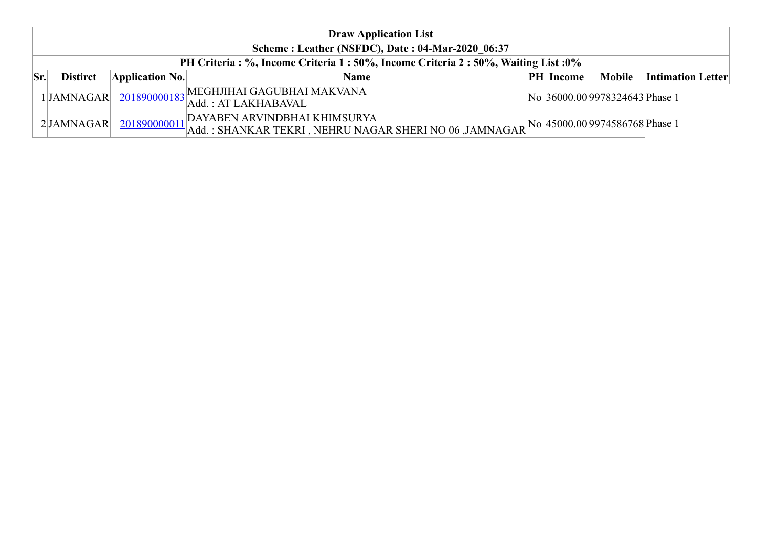| Draw Application List | | | | | | | |
|---|---|---|---|---|---|---|---|
| **Scheme : Leather (NSFDC), Date : 04-Mar-2020_06:37** | | | | | | | |
| **PH Criteria : %, Income Criteria 1 : 50%, Income Criteria 2 : 50%, Waiting List :0%** | | | | | | | |
| **Sr.** | **Distirct** | **Application No.** | **Name** | **PH** | **Income** | **Mobile** | **Intimation Letter** |
| 1 | JAMNAGAR | 201890000183 | MEGHJIHAI GAGUBHAI MAKVANA<br>Add. : AT LAKHABAVAL | No | 36000.00 | 9978324643 | Phase 1 |
| 2 | JAMNAGAR | 201890000011 | DAYABEN ARVINDBHAI KHIMSURYA<br>Add. : SHANKAR TEKRI , NEHRU NAGAR SHERI NO 06 ,JAMNAGAR | No | 45000.00 | 9974586768 | Phase 1 |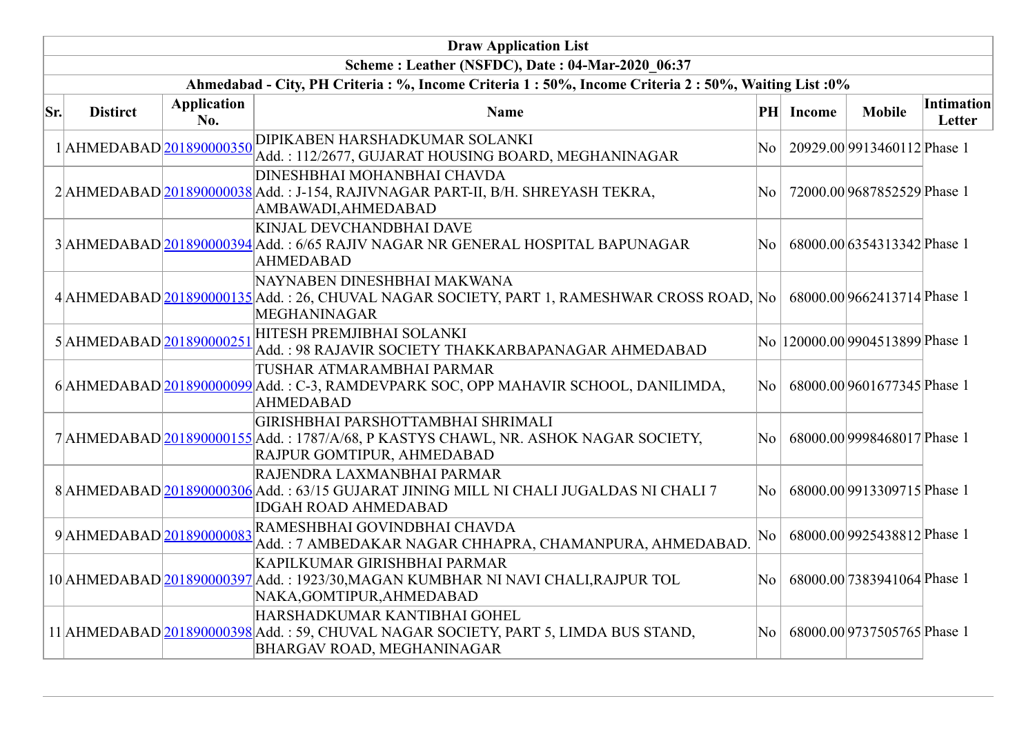| Draw Application List | | | | | | | |
|---|---|---|---|---|---|---|---|
| **Scheme : Leather (NSFDC), Date : 04-Mar-2020_06:37** | | | | | | | |
| **Ahmedabad - City, PH Criteria : %, Income Criteria 1 : 50%, Income Criteria 2 : 50%, Waiting List :0%** | | | | | | | |
| **Sr.** | **Distirct** | **Application No.** | **Name** | **PH** | **Income** | **Mobile** | **Intimation Letter** |
| 1 | AHMEDABAD | 201890000350 | DIPIKABEN HARSHADKUMAR SOLANKI<br>Add. : 112/2677, GUJARAT HOUSING BOARD, MEGHANINAGAR | No | 20929.00 | 9913460112 | Phase 1 |
| 2 | AHMEDABAD | 201890000038 | DINESHBHAI MOHANBHAI CHAVDA<br>Add. : J-154, RAJIVNAGAR PART-II, B/H. SHREYASH TEKRA, AMBAWADI,AHMEDABAD | No | 72000.00 | 9687852529 | Phase 1 |
| 3 | AHMEDABAD | 201890000394 | KINJAL DEVCHANDBHAI DAVE<br>Add. : 6/65 RAJIV NAGAR NR GENERAL HOSPITAL BAPUNAGAR AHMEDABAD | No | 68000.00 | 6354313342 | Phase 1 |
| 4 | AHMEDABAD | 201890000135 | NAYNABEN DINESHBHAI MAKWANA<br>Add. : 26, CHUVAL NAGAR SOCIETY, PART 1, RAMESHWAR CROSS ROAD, MEGHANINAGAR | No | 68000.00 | 9662413714 | Phase 1 |
| 5 | AHMEDABAD | 201890000251 | HITESH PREMJIBHAI SOLANKI<br>Add. : 98 RAJAVIR SOCIETY THAKKARBAPANAGAR AHMEDABAD | No | 120000.00 | 9904513899 | Phase 1 |
| 6 | AHMEDABAD | 201890000099 | TUSHAR ATMARAMBHAI PARMAR<br>Add. : C-3, RAMDEVPARK SOC, OPP MAHAVIR SCHOOL, DANILIMDA, AHMEDABAD | No | 68000.00 | 9601677345 | Phase 1 |
| 7 | AHMEDABAD | 201890000155 | GIRISHBHAI PARSHOTTAMBHAI SHRIMALI<br>Add. : 1787/A/68, P KASTYS CHAWL, NR. ASHOK NAGAR SOCIETY, RAJPUR GOMTIPUR, AHMEDABAD | No | 68000.00 | 9998468017 | Phase 1 |
| 8 | AHMEDABAD | 201890000306 | RAJENDRA LAXMANBHAI PARMAR<br>Add. : 63/15 GUJARAT JINING MILL NI CHALI JUGALDAS NI CHALI 7 IDGAH ROAD AHMEDABAD | No | 68000.00 | 9913309715 | Phase 1 |
| 9 | AHMEDABAD | 201890000083 | RAMESHBHAI GOVINDBHAI CHAVDA<br>Add. : 7 AMBEDAKAR NAGAR CHHAPRA, CHAMANPURA, AHMEDABAD. | No | 68000.00 | 9925438812 | Phase 1 |
| 10 | AHMEDABAD | 201890000397 | KAPILKUMAR GIRISHBHAI PARMAR<br>Add. : 1923/30,MAGAN KUMBHAR NI NAVI CHALI,RAJPUR TOL NAKA,GOMTIPUR,AHMEDABAD | No | 68000.00 | 7383941064 | Phase 1 |
| 11 | AHMEDABAD | 201890000398 | HARSHADKUMAR KANTIBHAI GOHEL<br>Add. : 59, CHUVAL NAGAR SOCIETY, PART 5, LIMDA BUS STAND, BHARGAV ROAD, MEGHANINAGAR | No | 68000.00 | 9737505765 | Phase 1 |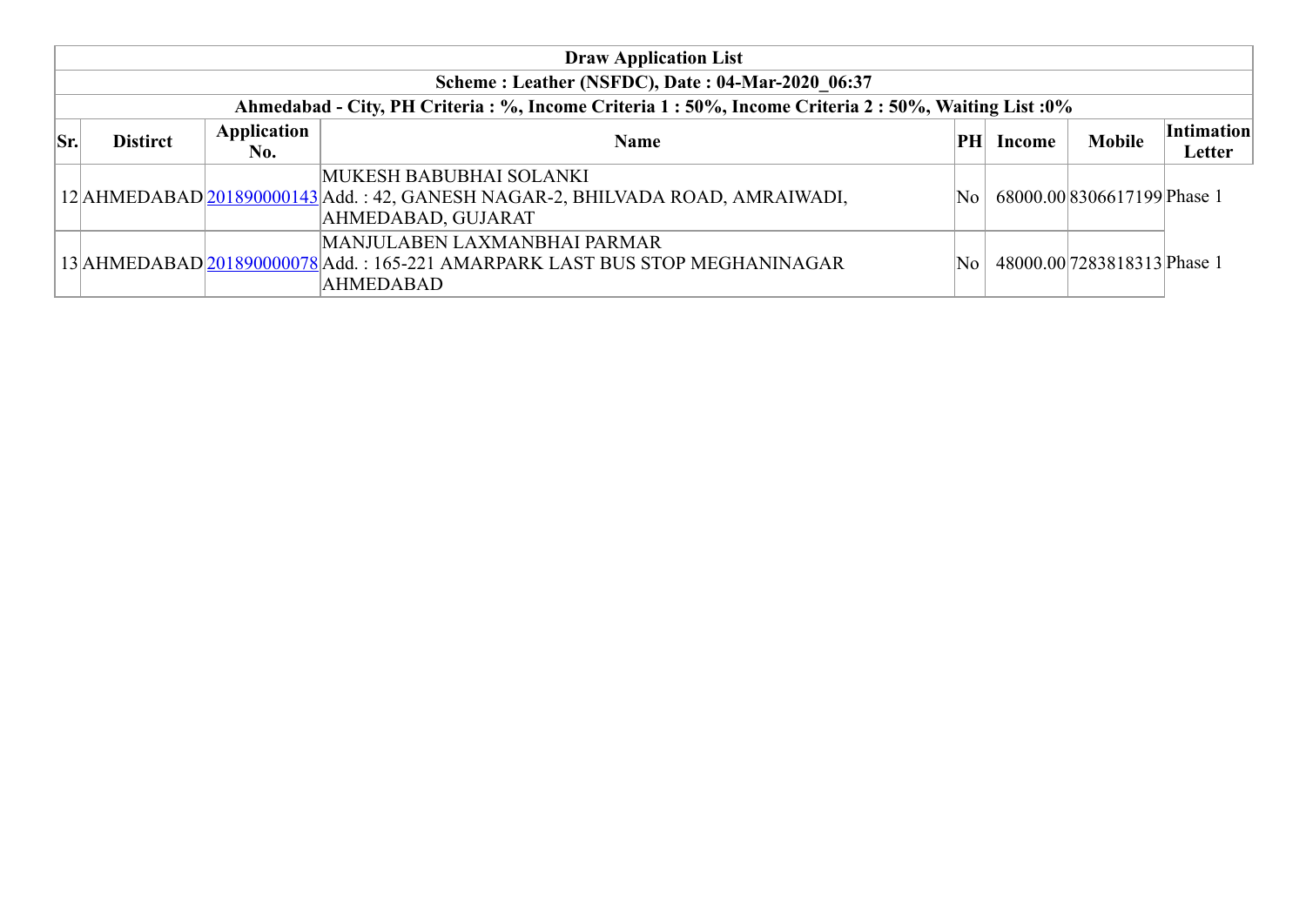| Draw Application List | | | | | | | |
|---|---|---|---|---|---|---|---|
| **Scheme : Leather (NSFDC), Date : 04-Mar-2020_06:37** | | | | | | | |
| **Ahmedabad - City, PH Criteria : %, Income Criteria 1 : 50%, Income Criteria 2 : 50%, Waiting List :0%** | | | | | | | |
| **Sr.** | **Distirct** | **Application No.** | **Name** | **PH** | **Income** | **Mobile** | **Intimation Letter** |
| 12 | AHMEDABAD | 201890000143 | MUKESH BABUBHAI SOLANKI<br>Add. : 42, GANESH NAGAR-2, BHILVADA ROAD, AMRAIWADI, AHMEDABAD, GUJARAT | No | 68000.00 | 8306617199 | Phase 1 |
| 13 | AHMEDABAD | 201890000078 | MANJULABEN LAXMANBHAI PARMAR<br>Add. : 165-221 AMARPARK LAST BUS STOP MEGHANINAGAR AHMEDABAD | No | 48000.00 | 7283818313 | Phase 1 |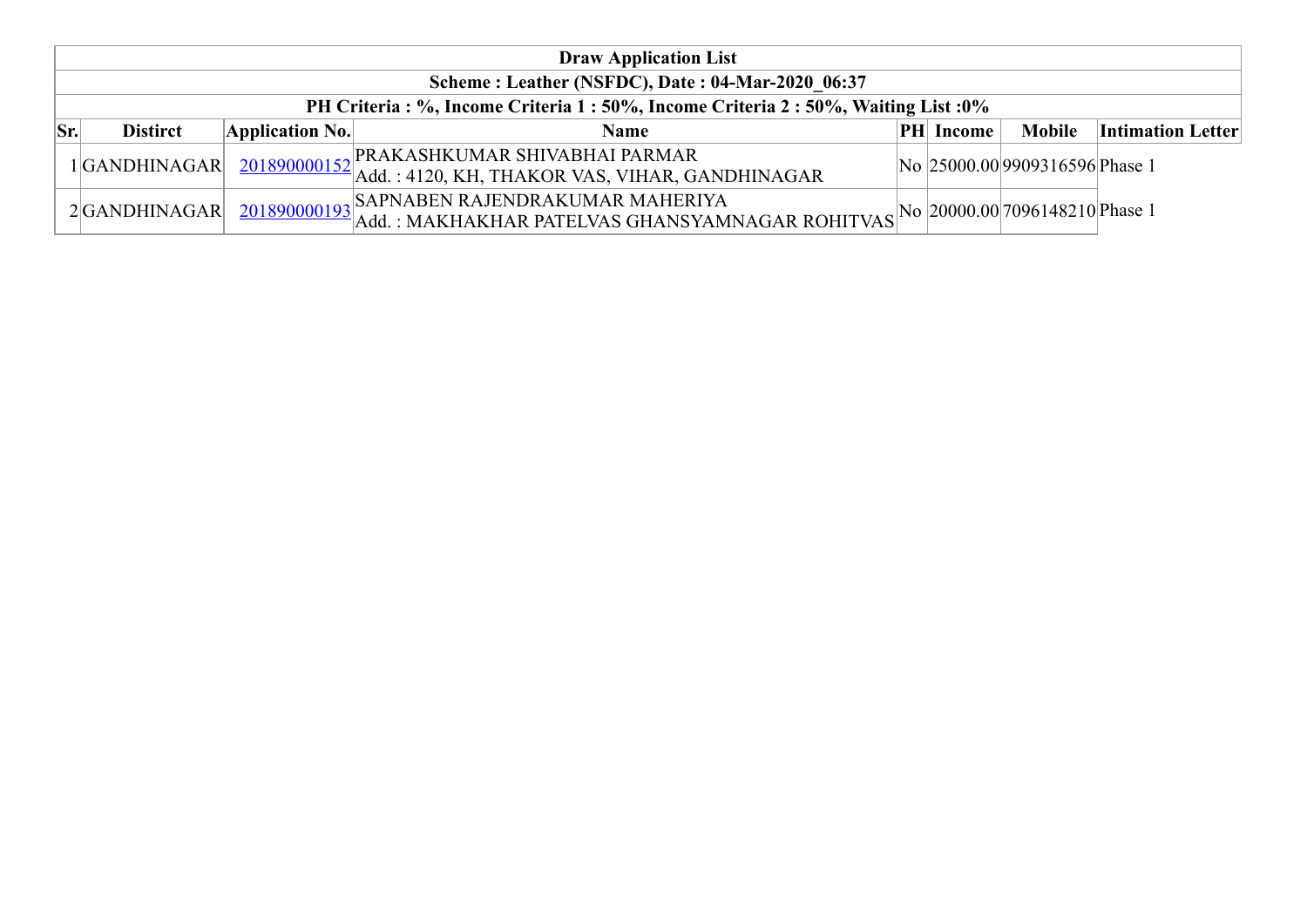| Draw Application List | | | | | | | |
|---|---|---|---|---|---|---|---|
| Scheme : Leather (NSFDC), Date : 04-Mar-2020_06:37 | | | | | | | |
| PH Criteria : %, Income Criteria 1 : 50%, Income Criteria 2 : 50%, Waiting List :0% | | | | | | | |
| **Sr.** | **Distirct** | **Application No.** | **Name** | **PH** | **Income** | **Mobile** | **Intimation Letter** |
| 1 | GANDHINAGAR | 201890000152 | PRAKASHKUMAR SHIVABHAI PARMAR<br>Add. : 4120, KH, THAKOR VAS, VIHAR, GANDHINAGAR | No | 25000.00 | 9909316596 | Phase 1 |
| 2 | GANDHINAGAR | 201890000193 | SAPNABEN RAJENDRAKUMAR MAHERIYA<br>Add. : MAKHAKHAR PATELVAS GHANSYAMNAGAR ROHITVAS | No | 20000.00 | 7096148210 | Phase 1 |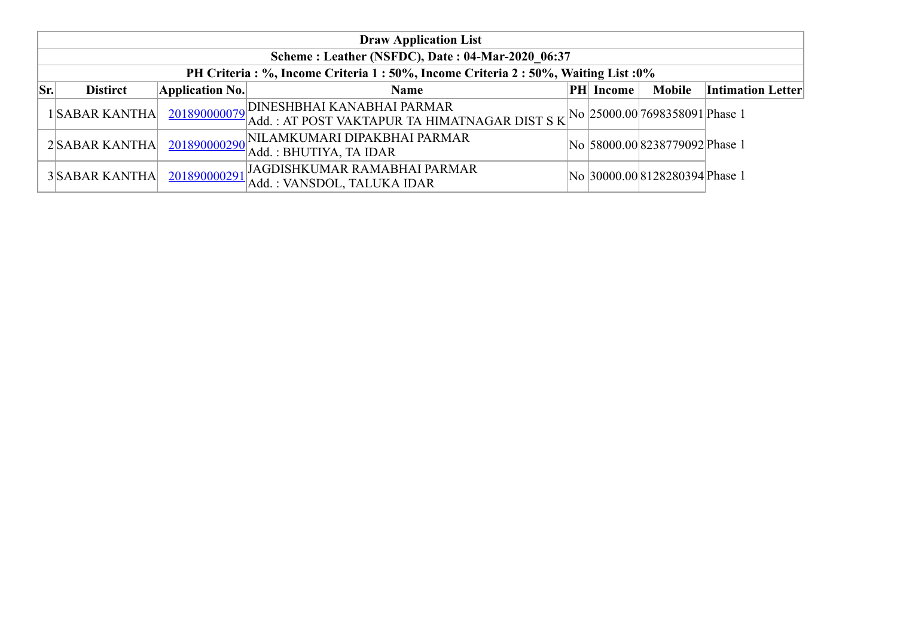| Draw Application List | | | | | | | |
|---|---|---|---|---|---|---|---|
| Scheme : Leather (NSFDC), Date : 04-Mar-2020_06:37 | | | | | | | |
| PH Criteria : %, Income Criteria 1 : 50%, Income Criteria 2 : 50%, Waiting List :0% | | | | | | | |
| **Sr.** | **Distirct** | **Application No.** | **Name** | **PH** | **Income** | **Mobile** | **Intimation Letter** |
| 1 | SABAR KANTHA | 201890000079 | DINESHBHAI KANABHAI PARMAR<br>Add. : AT POST VAKTAPUR TA HIMATNAGAR DIST S K | No | 25000.00 | 7698358091 | Phase 1 |
| 2 | SABAR KANTHA | 201890000290 | NILAMKUMARI DIPAKBHAI PARMAR<br>Add. : BHUTIYA, TA IDAR | No | 58000.00 | 8238779092 | Phase 1 |
| 3 | SABAR KANTHA | 201890000291 | JAGDISHKUMAR RAMABHAI PARMAR<br>Add. : VANSDOL, TALUKA IDAR | No | 30000.00 | 8128280394 | Phase 1 |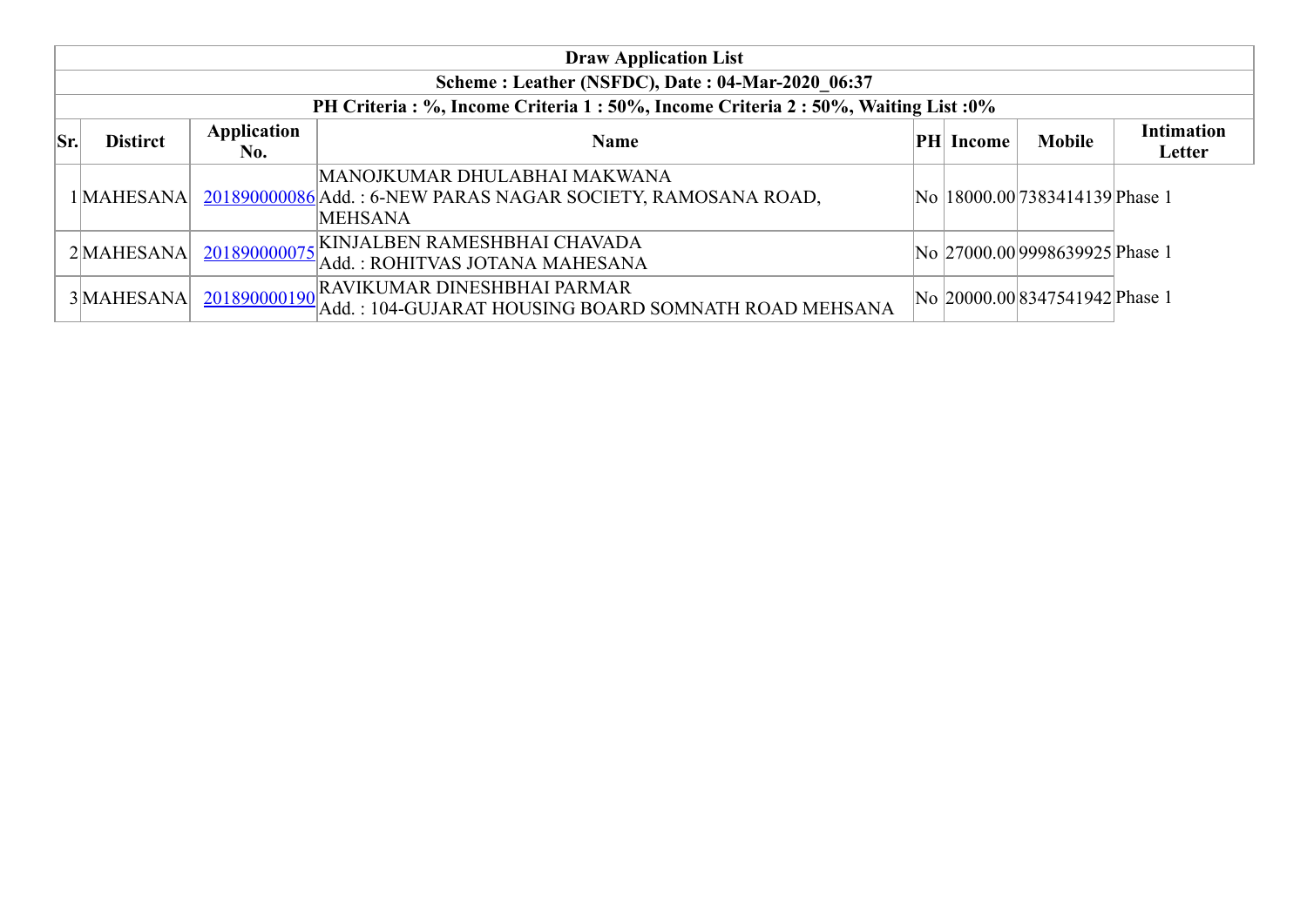| Draw Application List | | | | | | | |
|---|---|---|---|---|---|---|---|
| Scheme : Leather (NSFDC), Date : 04-Mar-2020_06:37 | | | | | | | |
| PH Criteria : %, Income Criteria 1 : 50%, Income Criteria 2 : 50%, Waiting List :0% | | | | | | | |
| **Sr.** | **Distirct** | **Application No.** | **Name** | **PH** | **Income** | **Mobile** | **Intimation Letter** |
| 1 | MAHESANA | 201890000086 | MANOJKUMAR DHULABHAI MAKWANA Add. : 6-NEW PARAS NAGAR SOCIETY, RAMOSANA ROAD, MEHSANA | No | 18000.00 | 7383414139 | Phase 1 |
| 2 | MAHESANA | 201890000075 | KINJALBEN RAMESHBHAI CHAVADA Add. : ROHITVAS JOTANA MAHESANA | No | 27000.00 | 9998639925 | Phase 1 |
| 3 | MAHESANA | 201890000190 | RAVIKUMAR DINESHBHAI PARMAR Add. : 104-GUJARAT HOUSING BOARD SOMNATH ROAD MEHSANA | No | 20000.00 | 8347541942 | Phase 1 |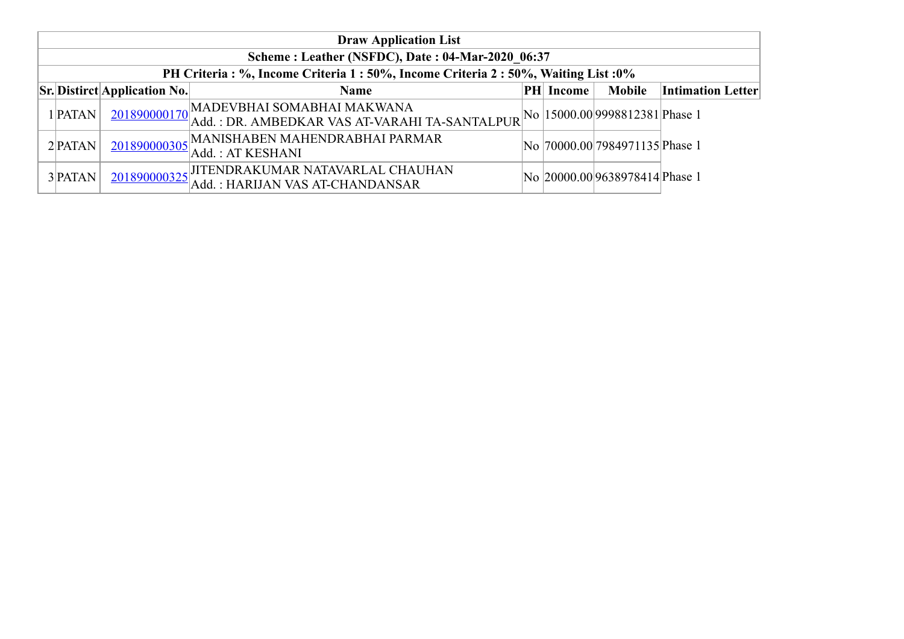| Draw Application List | | | | | | | |
|---|---|---|---|---|---|---|---|
| **Scheme : Leather (NSFDC), Date : 04-Mar-2020_06:37** | | | | | | | |
| **PH Criteria : %, Income Criteria 1 : 50%, Income Criteria 2 : 50%, Waiting List :0%** | | | | | | | |
| **Sr.** | **Distirct** | **Application No.** | **Name** | **PH** | **Income** | **Mobile** | **Intimation Letter** |
| 1 | PATAN | 201890000170 | MADEVBHAI SOMABHAI MAKWANA<br>Add. : DR. AMBEDKAR VAS AT-VARAHI TA-SANTALPUR | No | 15000.00 | 9998812381 | Phase 1 |
| 2 | PATAN | 201890000305 | MANISHABEN MAHENDRABHAI PARMAR<br>Add. : AT KESHANI | No | 70000.00 | 7984971135 | Phase 1 |
| 3 | PATAN | 201890000325 | JITENDRAKUMAR NATAVARLAL CHAUHAN<br>Add. : HARIJAN VAS AT-CHANDANSAR | No | 20000.00 | 9638978414 | Phase 1 |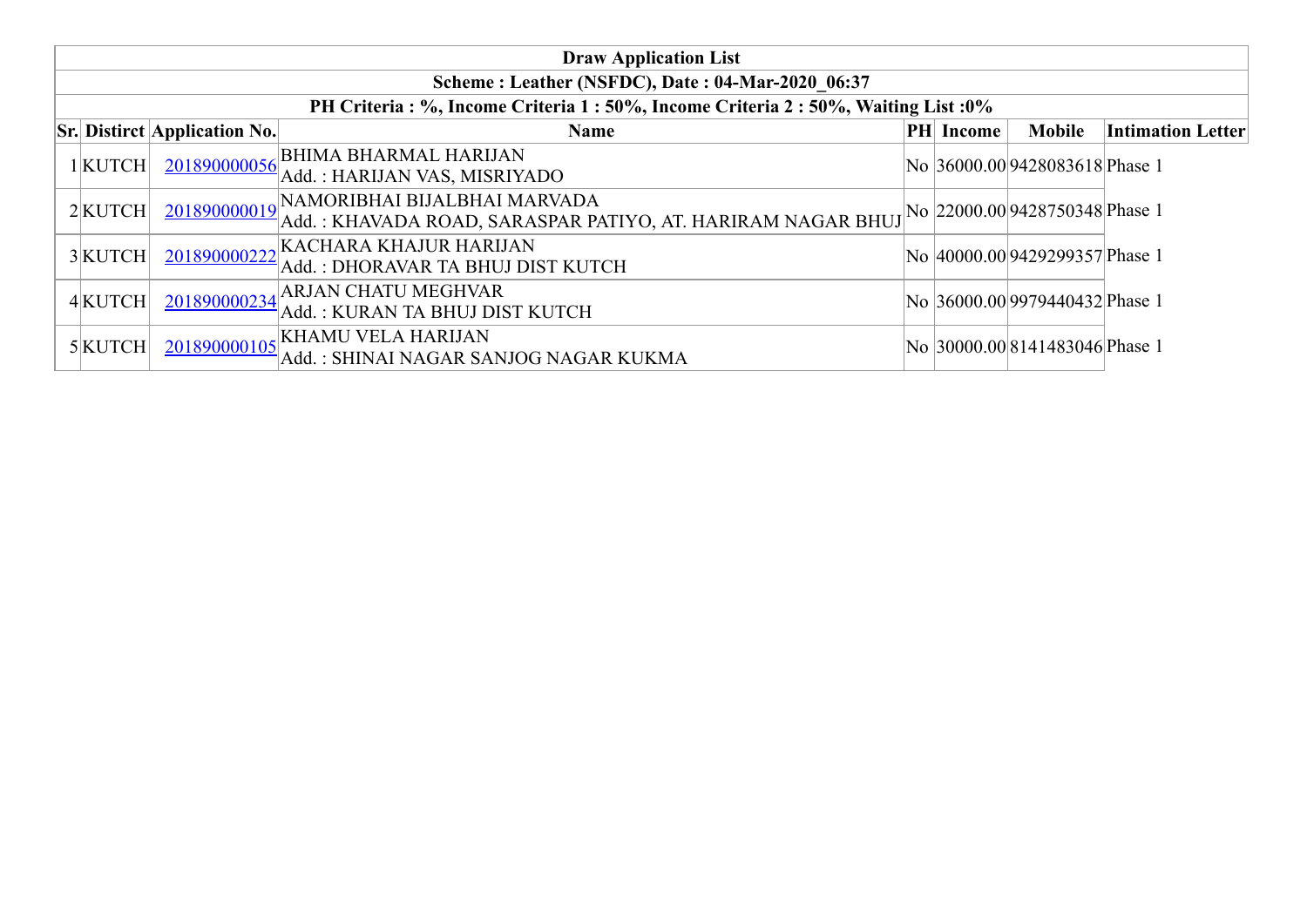| Draw Application List | | | | | | | |
|---|---|---|---|---|---|---|---|
| **Scheme : Leather (NSFDC), Date : 04-Mar-2020_06:37** | | | | | | | |
| **PH Criteria : %, Income Criteria 1 : 50%, Income Criteria 2 : 50%, Waiting List :0%** | | | | | | | |
| **Sr.** | **Distirct** | **Application No.** | **Name** | **PH** | **Income** | **Mobile** | **Intimation Letter** |
| 1 | KUTCH | 201890000056 | BHIMA BHARMAL HARIJAN<br>Add. : HARIJAN VAS, MISRIYADO | No | 36000.00 | 9428083618 | Phase 1 |
| 2 | KUTCH | 201890000019 | NAMORIBHAI BIJALBHAI MARVADA<br>Add. : KHAVADA ROAD, SARASPAR PATIYO, AT. HARIRAM NAGAR BHUJ | No | 22000.00 | 9428750348 | Phase 1 |
| 3 | KUTCH | 201890000222 | KACHARA KHAJUR HARIJAN<br>Add. : DHORAVAR TA BHUJ DIST KUTCH | No | 40000.00 | 9429299357 | Phase 1 |
| 4 | KUTCH | 201890000234 | ARJAN CHATU MEGHVAR<br>Add. : KURAN TA BHUJ DIST KUTCH | No | 36000.00 | 9979440432 | Phase 1 |
| 5 | KUTCH | 201890000105 | KHAMU VELA HARIJAN<br>Add. : SHINAI NAGAR SANJOG NAGAR KUKMA | No | 30000.00 | 8141483046 | Phase 1 |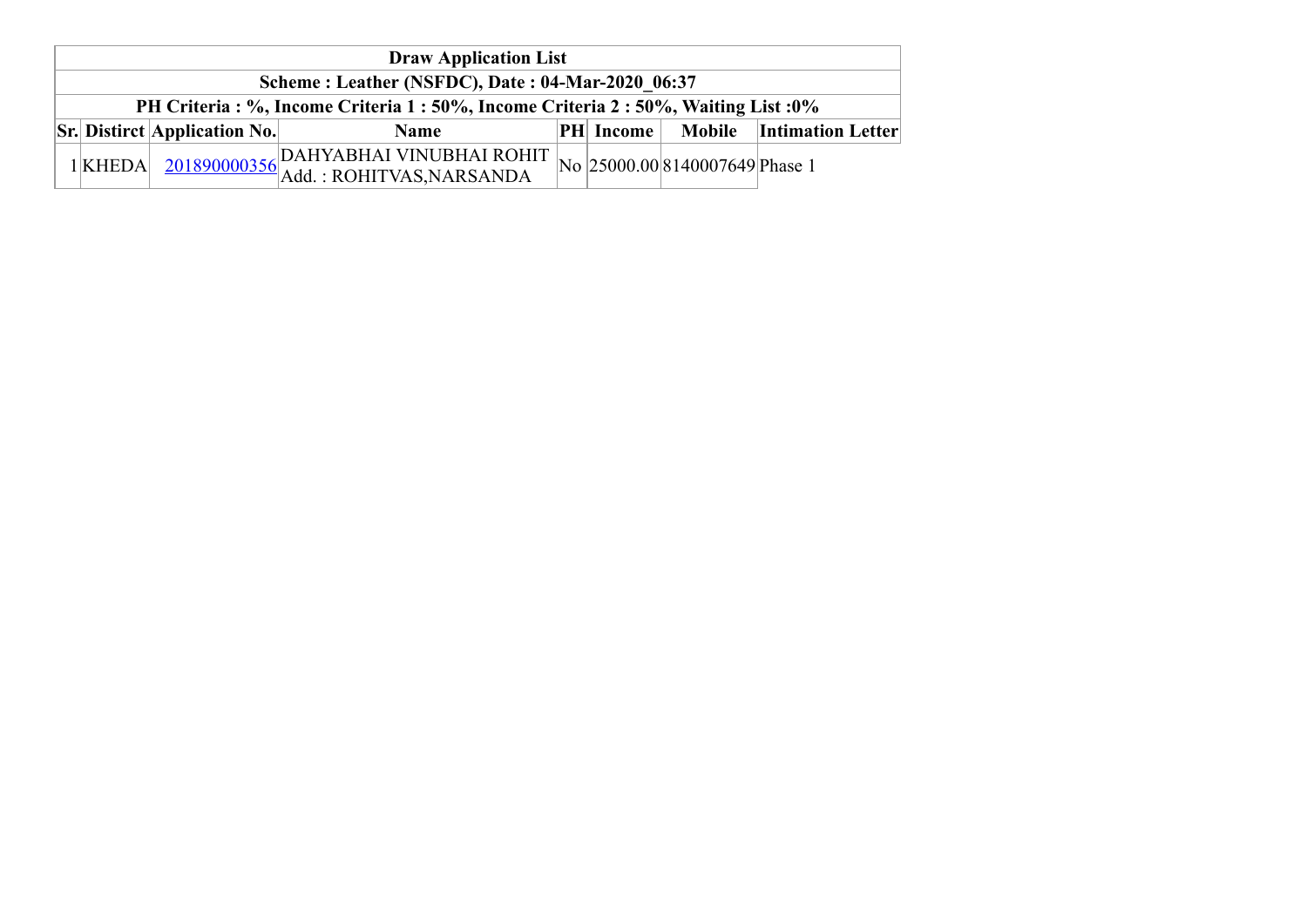| Draw Application List | | | | | | | |
|---|---|---|---|---|---|---|---|
| Scheme : Leather (NSFDC), Date : 04-Mar-2020_06:37 | | | | | | | |
| PH Criteria : %, Income Criteria 1 : 50%, Income Criteria 2 : 50%, Waiting List :0% | | | | | | | |
| **Sr.** | **Distirct** | **Application No.** | **Name** | **PH** | **Income** | **Mobile** | **Intimation Letter** |
| 1 | KHEDA | 201890000356 | DAHYABHAI VINUBHAI ROHIT Add. : ROHITVAS,NARSANDA | No | 25000.00 | 8140007649 | Phase 1 |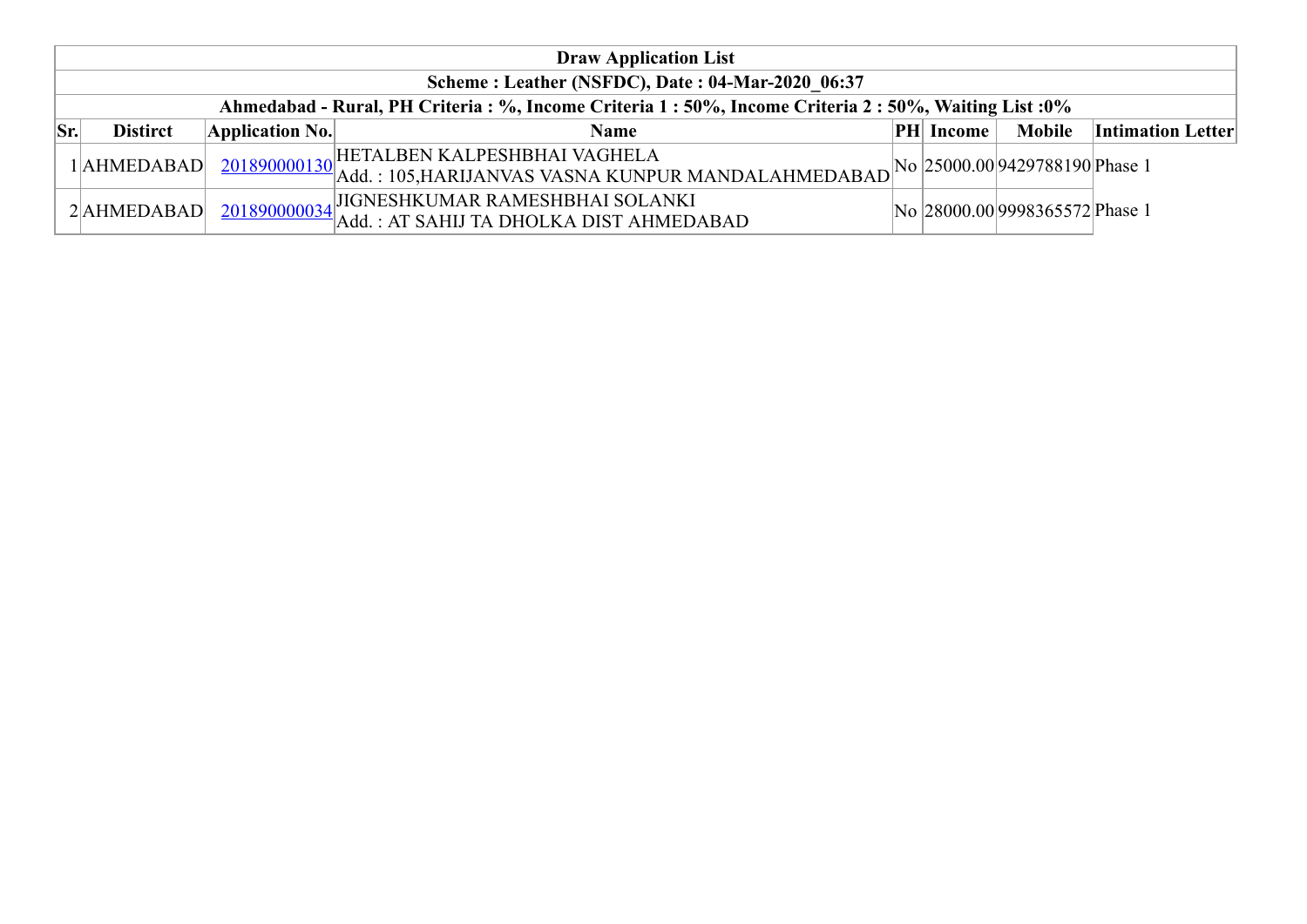| Draw Application List | | | | | | | |
|---|---|---|---|---|---|---|---|
| Scheme : Leather (NSFDC), Date : 04-Mar-2020_06:37 | | | | | | | |
| Ahmedabad - Rural, PH Criteria : %, Income Criteria 1 : 50%, Income Criteria 2 : 50%, Waiting List :0% | | | | | | | |
| **Sr.** | **Distirct** | **Application No.** | **Name** | **PH** | **Income** | **Mobile** | **Intimation Letter** |
| 1 | AHMEDABAD | 201890000130 | HETALBEN KALPESHBHAI VAGHELA<br>Add. : 105,HARIJANVAS VASNA KUNPUR MANDALAHMEDABAD | No | 25000.00 | 9429788190 | Phase 1 |
| 2 | AHMEDABAD | 201890000034 | JIGNESHKUMAR RAMESHBHAI SOLANKI<br>Add. : AT SAHIJ TA DHOLKA DIST AHMEDABAD | No | 28000.00 | 9998365572 | Phase 1 |